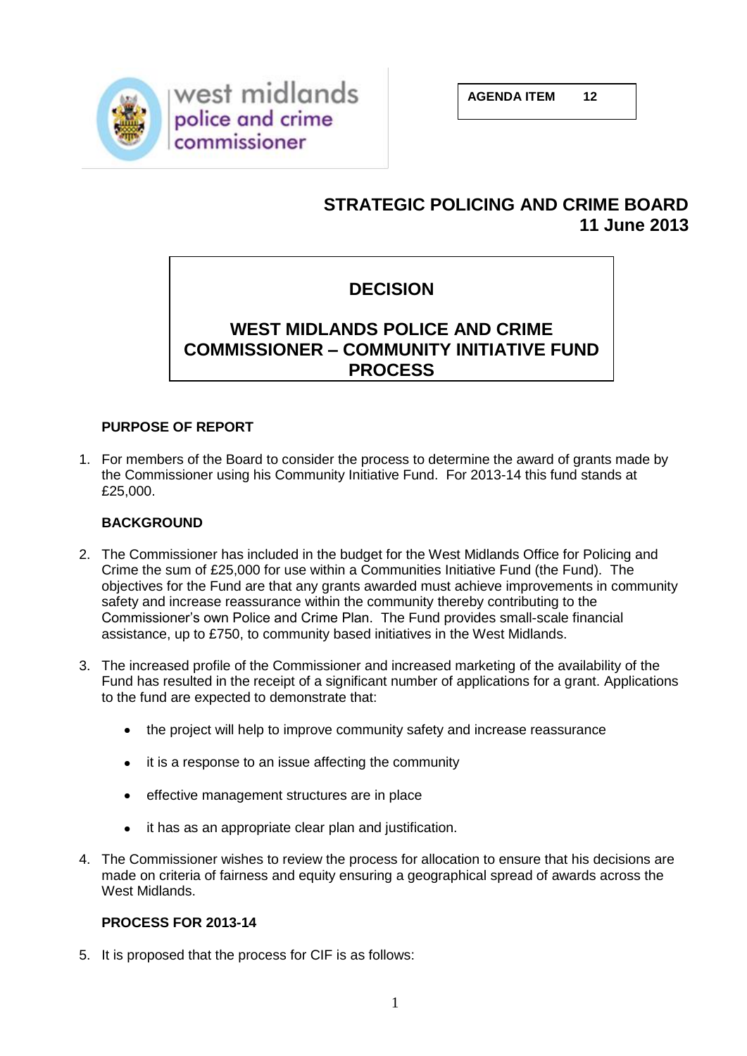west midlands police and crime commissioner

**AGENDA ITEM 12**

# STRATEGIC POLICING AND CRIME BOARD
# 11 June 2013

## DECISION

## WEST MIDLANDS POLICE AND CRIME COMMISSIONER – COMMUNITY INITIATIVE FUND PROCESS

### PURPOSE OF REPORT

1. For members of the Board to consider the process to determine the award of grants made by the Commissioner using his Community Initiative Fund. For 2013-14 this fund stands at £25,000.

### BACKGROUND

2. The Commissioner has included in the budget for the West Midlands Office for Policing and Crime the sum of £25,000 for use within a Communities Initiative Fund (the Fund). The objectives for the Fund are that any grants awarded must achieve improvements in community safety and increase reassurance within the community thereby contributing to the Commissioner's own Police and Crime Plan. The Fund provides small-scale financial assistance, up to £750, to community based initiatives in the West Midlands.

3. The increased profile of the Commissioner and increased marketing of the availability of the Fund has resulted in the receipt of a significant number of applications for a grant. Applications to the fund are expected to demonstrate that:

   - the project will help to improve community safety and increase reassurance
   - it is a response to an issue affecting the community
   - effective management structures are in place
   - it has as an appropriate clear plan and justification.

4. The Commissioner wishes to review the process for allocation to ensure that his decisions are made on criteria of fairness and equity ensuring a geographical spread of awards across the West Midlands.

### PROCESS FOR 2013-14

5. It is proposed that the process for CIF is as follows: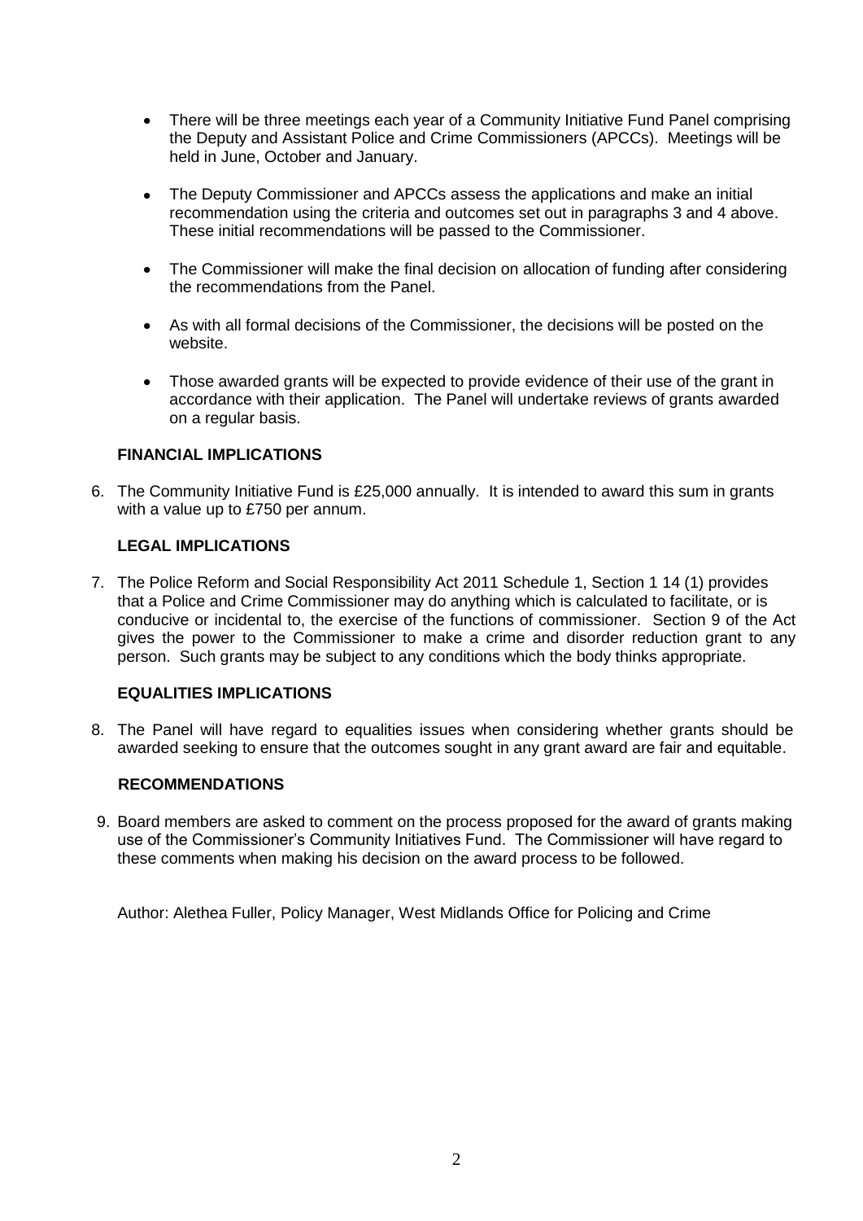- There will be three meetings each year of a Community Initiative Fund Panel comprising the Deputy and Assistant Police and Crime Commissioners (APCCs). Meetings will be held in June, October and January.

- The Deputy Commissioner and APCCs assess the applications and make an initial recommendation using the criteria and outcomes set out in paragraphs 3 and 4 above. These initial recommendations will be passed to the Commissioner.

- The Commissioner will make the final decision on allocation of funding after considering the recommendations from the Panel.

- As with all formal decisions of the Commissioner, the decisions will be posted on the website.

- Those awarded grants will be expected to provide evidence of their use of the grant in accordance with their application. The Panel will undertake reviews of grants awarded on a regular basis.

**FINANCIAL IMPLICATIONS**

6. The Community Initiative Fund is £25,000 annually. It is intended to award this sum in grants with a value up to £750 per annum.

**LEGAL IMPLICATIONS**

7. The Police Reform and Social Responsibility Act 2011 Schedule 1, Section 1 14 (1) provides that a Police and Crime Commissioner may do anything which is calculated to facilitate, or is conducive or incidental to, the exercise of the functions of commissioner. Section 9 of the Act gives the power to the Commissioner to make a crime and disorder reduction grant to any person. Such grants may be subject to any conditions which the body thinks appropriate.

**EQUALITIES IMPLICATIONS**

8. The Panel will have regard to equalities issues when considering whether grants should be awarded seeking to ensure that the outcomes sought in any grant award are fair and equitable.

**RECOMMENDATIONS**

9. Board members are asked to comment on the process proposed for the award of grants making use of the Commissioner's Community Initiatives Fund. The Commissioner will have regard to these comments when making his decision on the award process to be followed.

Author: Alethea Fuller, Policy Manager, West Midlands Office for Policing and Crime